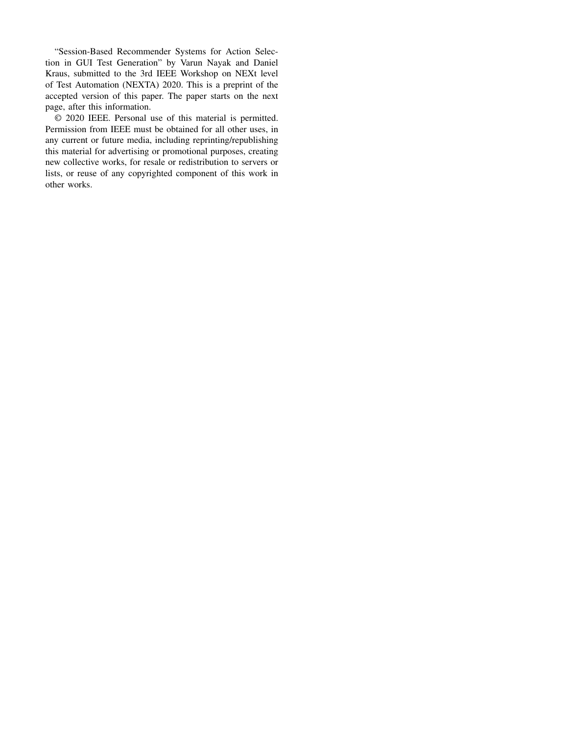“Session-Based Recommender Systems for Action Selection in GUI Test Generation” by Varun Nayak and Daniel Kraus, submitted to the 3rd IEEE Workshop on NEXt level of Test Automation (NEXTA) 2020. This is a preprint of the accepted version of this paper. The paper starts on the next page, after this information.

© 2020 IEEE. Personal use of this material is permitted. Permission from IEEE must be obtained for all other uses, in any current or future media, including reprinting/republishing this material for advertising or promotional purposes, creating new collective works, for resale or redistribution to servers or lists, or reuse of any copyrighted component of this work in other works.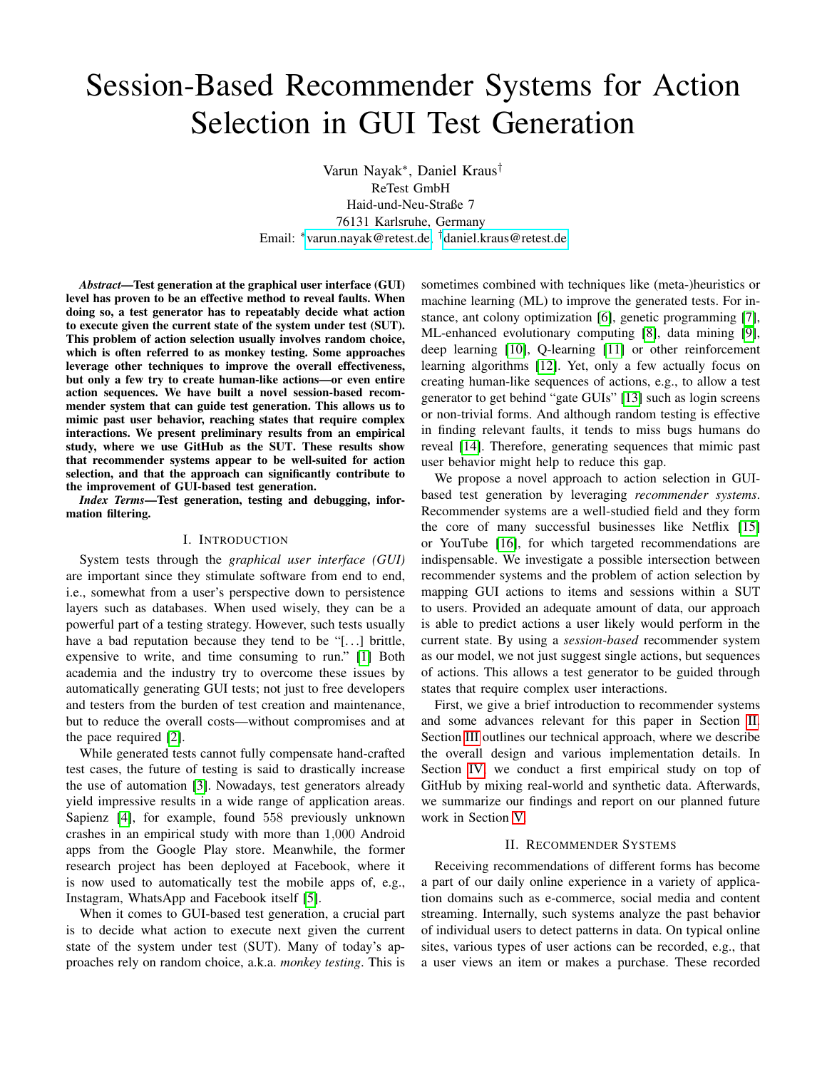# Session-Based Recommender Systems for Action Selection in GUI Test Generation

Varun Nayak*, Daniel Kraus†
ReTest GmbH
Haid-und-Neu-Straße 7
76131 Karlsruhe, Germany
Email: *varun.nayak@retest.de, †daniel.kraus@retest.de

***Abstract*—Test generation at the graphical user interface (GUI) level has proven to be an effective method to reveal faults. When doing so, a test generator has to repeatably decide what action to execute given the current state of the system under test (SUT). This problem of action selection usually involves random choice, which is often referred to as monkey testing. Some approaches leverage other techniques to improve the overall effectiveness, but only a few try to create human-like actions—or even entire action sequences. We have built a novel session-based recommender system that can guide test generation. This allows us to mimic past user behavior, reaching states that require complex interactions. We present preliminary results from an empirical study, where we use GitHub as the SUT. These results show that recommender systems appear to be well-suited for action selection, and that the approach can significantly contribute to the improvement of GUI-based test generation.**

***Index Terms*—Test generation, testing and debugging, information filtering.**

## I. Introduction

System tests through the *graphical user interface (GUI)* are important since they stimulate software from end to end, i.e., somewhat from a user's perspective down to persistence layers such as databases. When used wisely, they can be a powerful part of a testing strategy. However, such tests usually have a bad reputation because they tend to be "[...] brittle, expensive to write, and time consuming to run." [1] Both academia and the industry try to overcome these issues by automatically generating GUI tests; not just to free developers and testers from the burden of test creation and maintenance, but to reduce the overall costs—without compromises and at the pace required [2].

While generated tests cannot fully compensate hand-crafted test cases, the future of testing is said to drastically increase the use of automation [3]. Nowadays, test generators already yield impressive results in a wide range of application areas. Sapienz [4], for example, found $558$ previously unknown crashes in an empirical study with more than $1{,}000$ Android apps from the Google Play store. Meanwhile, the former research project has been deployed at Facebook, where it is now used to automatically test the mobile apps of, e.g., Instagram, WhatsApp and Facebook itself [5].

When it comes to GUI-based test generation, a crucial part is to decide what action to execute next given the current state of the system under test (SUT). Many of today's approaches rely on random choice, a.k.a. *monkey testing*. This is sometimes combined with techniques like (meta-)heuristics or machine learning (ML) to improve the generated tests. For instance, ant colony optimization [6], genetic programming [7], ML-enhanced evolutionary computing [8], data mining [9], deep learning [10], Q-learning [11] or other reinforcement learning algorithms [12]. Yet, only a few actually focus on creating human-like sequences of actions, e.g., to allow a test generator to get behind "gate GUIs" [13] such as login screens or non-trivial forms. And although random testing is effective in finding relevant faults, it tends to miss bugs humans do reveal [14]. Therefore, generating sequences that mimic past user behavior might help to reduce this gap.

We propose a novel approach to action selection in GUI-based test generation by leveraging *recommender systems*. Recommender systems are a well-studied field and they form the core of many successful businesses like Netflix [15] or YouTube [16], for which targeted recommendations are indispensable. We investigate a possible intersection between recommender systems and the problem of action selection by mapping GUI actions to items and sessions within a SUT to users. Provided an adequate amount of data, our approach is able to predict actions a user likely would perform in the current state. By using a *session-based* recommender system as our model, we not just suggest single actions, but sequences of actions. This allows a test generator to be guided through states that require complex user interactions.

First, we give a brief introduction to recommender systems and some advances relevant for this paper in Section II. Section III outlines our technical approach, where we describe the overall design and various implementation details. In Section IV, we conduct a first empirical study on top of GitHub by mixing real-world and synthetic data. Afterwards, we summarize our findings and report on our planned future work in Section V.

## II. Recommender Systems

Receiving recommendations of different forms has become a part of our daily online experience in a variety of application domains such as e-commerce, social media and content streaming. Internally, such systems analyze the past behavior of individual users to detect patterns in data. On typical online sites, various types of user actions can be recorded, e.g., that a user views an item or makes a purchase. These recorded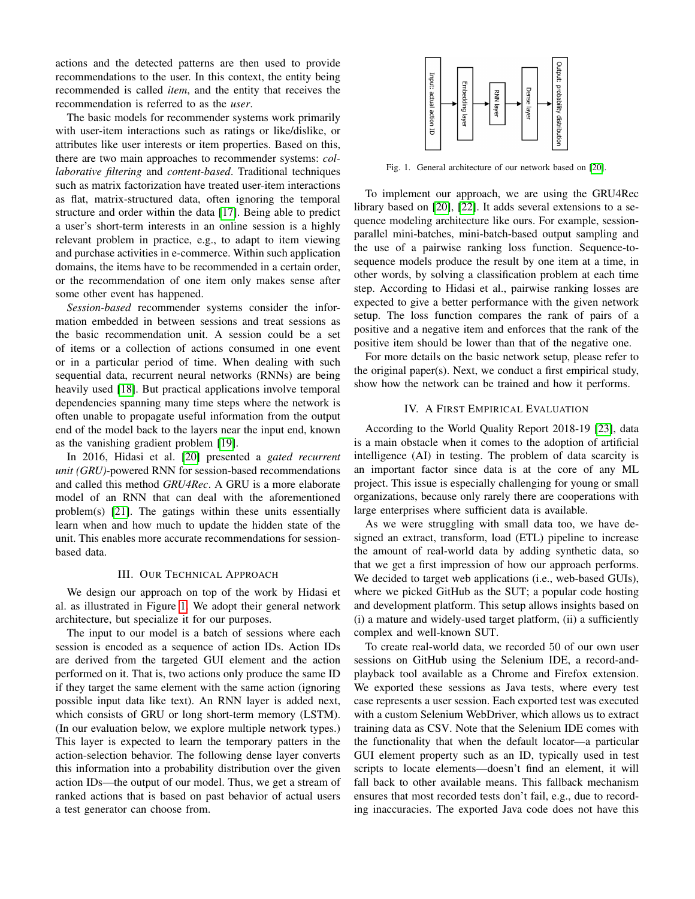actions and the detected patterns are then used to provide recommendations to the user. In this context, the entity being recommended is called *item*, and the entity that receives the recommendation is referred to as the *user*.

The basic models for recommender systems work primarily with user-item interactions such as ratings or like/dislike, or attributes like user interests or item properties. Based on this, there are two main approaches to recommender systems: *collaborative filtering* and *content-based*. Traditional techniques such as matrix factorization have treated user-item interactions as flat, matrix-structured data, often ignoring the temporal structure and order within the data [17]. Being able to predict a user's short-term interests in an online session is a highly relevant problem in practice, e.g., to adapt to item viewing and purchase activities in e-commerce. Within such application domains, the items have to be recommended in a certain order, or the recommendation of one item only makes sense after some other event has happened.

*Session-based* recommender systems consider the information embedded in between sessions and treat sessions as the basic recommendation unit. A session could be a set of items or a collection of actions consumed in one event or in a particular period of time. When dealing with such sequential data, recurrent neural networks (RNNs) are being heavily used [18]. But practical applications involve temporal dependencies spanning many time steps where the network is often unable to propagate useful information from the output end of the model back to the layers near the input end, known as the vanishing gradient problem [19].

In 2016, Hidasi et al. [20] presented a *gated recurrent unit (GRU)*-powered RNN for session-based recommendations and called this method *GRU4Rec*. A GRU is a more elaborate model of an RNN that can deal with the aforementioned problem(s) [21]. The gatings within these units essentially learn when and how much to update the hidden state of the unit. This enables more accurate recommendations for session-based data.

## III. Our Technical Approach

We design our approach on top of the work by Hidasi et al. as illustrated in Figure 1. We adopt their general network architecture, but specialize it for our purposes.

The input to our model is a batch of sessions where each session is encoded as a sequence of action IDs. Action IDs are derived from the targeted GUI element and the action performed on it. That is, two actions only produce the same ID if they target the same element with the same action (ignoring possible input data like text). An RNN layer is added next, which consists of GRU or long short-term memory (LSTM). (In our evaluation below, we explore multiple network types.) This layer is expected to learn the temporary patterns in the action-selection behavior. The following dense layer converts this information into a probability distribution over the given action IDs—the output of our model. Thus, we get a stream of ranked actions that is based on past behavior of actual users a test generator can choose from.

Input: actual action ID → Embedding layer → RNN layer → Dense layer → Output: probability distribution

Fig. 1. General architecture of our network based on [20].

To implement our approach, we are using the GRU4Rec library based on [20], [22]. It adds several extensions to a sequence modeling architecture like ours. For example, session-parallel mini-batches, mini-batch-based output sampling and the use of a pairwise ranking loss function. Sequence-to-sequence models produce the result by one item at a time, in other words, by solving a classification problem at each time step. According to Hidasi et al., pairwise ranking losses are expected to give a better performance with the given network setup. The loss function compares the rank of pairs of a positive and a negative item and enforces that the rank of the positive item should be lower than that of the negative one.

For more details on the basic network setup, please refer to the original paper(s). Next, we conduct a first empirical study, show how the network can be trained and how it performs.

## IV. A First Empirical Evaluation

According to the World Quality Report 2018-19 [23], data is a main obstacle when it comes to the adoption of artificial intelligence (AI) in testing. The problem of data scarcity is an important factor since data is at the core of any ML project. This issue is especially challenging for young or small organizations, because only rarely there are cooperations with large enterprises where sufficient data is available.

As we were struggling with small data too, we have designed an extract, transform, load (ETL) pipeline to increase the amount of real-world data by adding synthetic data, so that we get a first impression of how our approach performs. We decided to target web applications (i.e., web-based GUIs), where we picked GitHub as the SUT; a popular code hosting and development platform. This setup allows insights based on (i) a mature and widely-used target platform, (ii) a sufficiently complex and well-known SUT.

To create real-world data, we recorded 50 of our own user sessions on GitHub using the Selenium IDE, a record-and-playback tool available as a Chrome and Firefox extension. We exported these sessions as Java tests, where every test case represents a user session. Each exported test was executed with a custom Selenium WebDriver, which allows us to extract training data as CSV. Note that the Selenium IDE comes with the functionality that when the default locator—a particular GUI element property such as an ID, typically used in test scripts to locate elements—doesn't find an element, it will fall back to other available means. This fallback mechanism ensures that most recorded tests don't fail, e.g., due to recording inaccuracies. The exported Java code does not have this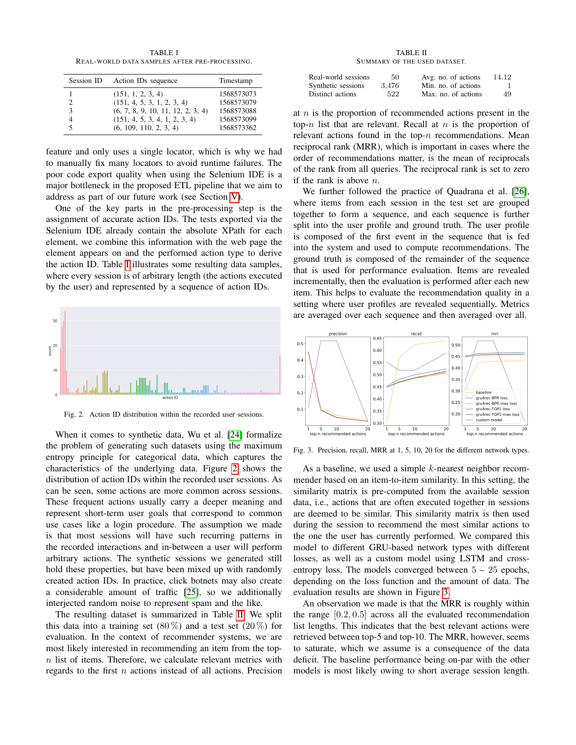TABLE I
REAL-WORLD DATA SAMPLES AFTER PRE-PROCESSING.

| Session ID | Action IDs sequence | Timestamp |
|---|---|---|
| 1 | (151, 1, 2, 3, 4) | 1568573073 |
| 2 | (151, 4, 5, 3, 1, 2, 3, 4) | 1568573079 |
| 3 | (6, 7, 8, 9, 10, 11, 12, 2, 3, 4) | 1568573088 |
| 4 | (151, 4, 5, 3, 4, 1, 2, 3, 4) | 1568573099 |
| 5 | (6, 109, 110, 2, 3, 4) | 1568573362 |

feature and only uses a single locator, which is why we had to manually fix many locators to avoid runtime failures. The poor code export quality when using the Selenium IDE is a major bottleneck in the proposed ETL pipeline that we aim to address as part of our future work (see Section V).

One of the key parts in the pre-processing step is the assignment of accurate action IDs. The tests exported via the Selenium IDE already contain the absolute XPath for each element, we combine this information with the web page the element appears on and the performed action type to derive the action ID. Table I illustrates some resulting data samples, where every session is of arbitrary length (the actions executed by the user) and represented by a sequence of action IDs.

Fig. 2. Action ID distribution within the recorded user sessions.

When it comes to synthetic data, Wu et al. [24] formalize the problem of generating such datasets using the maximum entropy principle for categorical data, which captures the characteristics of the underlying data. Figure 2 shows the distribution of action IDs within the recorded user sessions. As can be seen, some actions are more common across sessions. These frequent actions usually carry a deeper meaning and represent short-term user goals that correspond to common use cases like a login procedure. The assumption we made is that most sessions will have such recurring patterns in the recorded interactions and in-between a user will perform arbitrary actions. The synthetic sessions we generated still hold these properties, but have been mixed up with randomly created action IDs. In practice, click botnets may also create a considerable amount of traffic [25], so we additionally interjected random noise to represent spam and the like.

The resulting dataset is summarized in Table II. We split this data into a training set (80 %) and a test set (20 %) for evaluation. In the context of recommender systems, we are most likely interested in recommending an item from the top-$n$ list of items. Therefore, we calculate relevant metrics with regards to the first $n$ actions instead of all actions. Precision at $n$ is the proportion of recommended actions present in the top-$n$ list that are relevant. Recall at $n$ is the proportion of relevant actions found in the top-$n$ recommendations. Mean reciprocal rank (MRR), which is important in cases where the order of recommendations matter, is the mean of reciprocals of the rank from all queries. The reciprocal rank is set to zero if the rank is above $n$.

TABLE II
SUMMARY OF THE USED DATASET.

| | | | |
|---|---|---|---|
| Real-world sessions | 50 | Avg. no. of actions | 14.12 |
| Synthetic sessions | 3,476 | Min. no. of actions | 1 |
| Distinct actions | 522 | Max. no. of actions | 49 |

We further followed the practice of Quadrana et al. [26], where items from each session in the test set are grouped together to form a sequence, and each sequence is further split into the user profile and ground truth. The user profile is composed of the first event in the sequence that is fed into the system and used to compute recommendations. The ground truth is composed of the remainder of the sequence that is used for performance evaluation. Items are revealed incrementally, then the evaluation is performed after each new item. This helps to evaluate the recommendation quality in a setting where user profiles are revealed sequentially. Metrics are averaged over each sequence and then averaged over all.

Fig. 3. Precision, recall, MRR at 1, 5, 10, 20 for the different network types.

As a baseline, we used a simple $k$-nearest neighbor recommender based on an item-to-item similarity. In this setting, the similarity matrix is pre-computed from the available session data, i.e., actions that are often executed together in sessions are deemed to be similar. This similarity matrix is then used during the session to recommend the most similar actions to the one the user has currently performed. We compared this model to different GRU-based network types with different losses, as well as a custom model using LSTM and cross-entropy loss. The models converged between $5 - 25$ epochs, depending on the loss function and the amount of data. The evaluation results are shown in Figure 3.

An observation we made is that the MRR is roughly within the range $[0.2, 0.5]$ across all the evaluated recommendation list lengths. This indicates that the best relevant actions were retrieved between top-5 and top-10. The MRR, however, seems to saturate, which we assume is a consequence of the data deficit. The baseline performance being on-par with the other models is most likely owing to short average session length.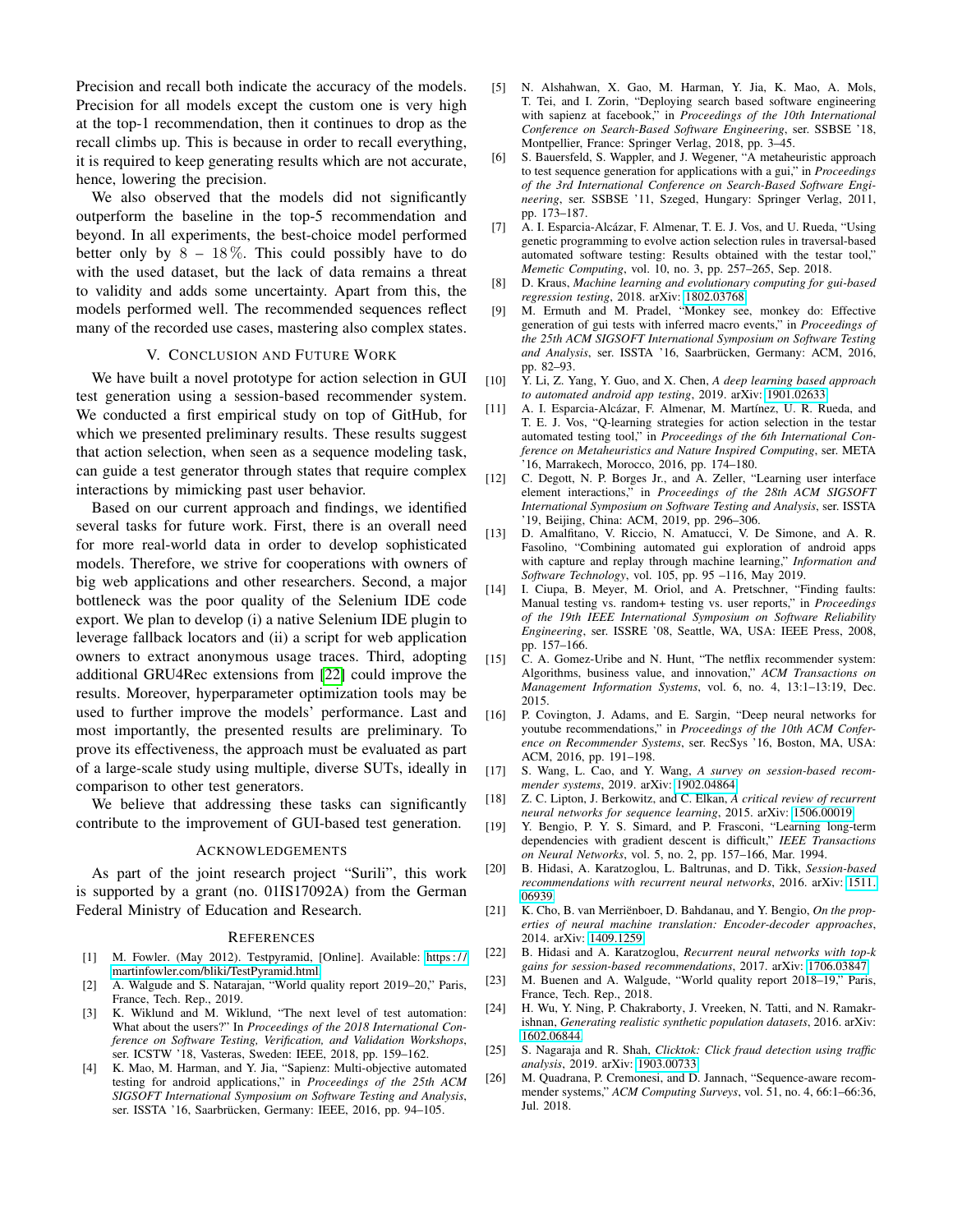Precision and recall both indicate the accuracy of the models. Precision for all models except the custom one is very high at the top-1 recommendation, then it continues to drop as the recall climbs up. This is because in order to recall everything, it is required to keep generating results which are not accurate, hence, lowering the precision.

We also observed that the models did not significantly outperform the baseline in the top-5 recommendation and beyond. In all experiments, the best-choice model performed better only by $8 - 18\%$. This could possibly have to do with the used dataset, but the lack of data remains a threat to validity and adds some uncertainty. Apart from this, the models performed well. The recommended sequences reflect many of the recorded use cases, mastering also complex states.

## V. Conclusion and Future Work

We have built a novel prototype for action selection in GUI test generation using a session-based recommender system. We conducted a first empirical study on top of GitHub, for which we presented preliminary results. These results suggest that action selection, when seen as a sequence modeling task, can guide a test generator through states that require complex interactions by mimicking past user behavior.

Based on our current approach and findings, we identified several tasks for future work. First, there is an overall need for more real-world data in order to develop sophisticated models. Therefore, we strive for cooperations with owners of big web applications and other researchers. Second, a major bottleneck was the poor quality of the Selenium IDE code export. We plan to develop (i) a native Selenium IDE plugin to leverage fallback locators and (ii) a script for web application owners to extract anonymous usage traces. Third, adopting additional GRU4Rec extensions from [22] could improve the results. Moreover, hyperparameter optimization tools may be used to further improve the models' performance. Last and most importantly, the presented results are preliminary. To prove its effectiveness, the approach must be evaluated as part of a large-scale study using multiple, diverse SUTs, ideally in comparison to other test generators.

We believe that addressing these tasks can significantly contribute to the improvement of GUI-based test generation.

## Acknowledgements

As part of the joint research project "Surili", this work is supported by a grant (no. 01IS17092A) from the German Federal Ministry of Education and Research.

## References

[1] M. Fowler. (May 2012). Testpyramid, [Online]. Available: https://martinfowler.com/bliki/TestPyramid.html.

[2] A. Walgude and S. Natarajan, "World quality report 2019–20," Paris, France, Tech. Rep., 2019.

[3] K. Wiklund and M. Wiklund, "The next level of test automation: What about the users?" In *Proceedings of the 2018 International Conference on Software Testing, Verification, and Validation Workshops*, ser. ICSTW '18, Vasteras, Sweden: IEEE, 2018, pp. 159–162.

[4] K. Mao, M. Harman, and Y. Jia, "Sapienz: Multi-objective automated testing for android applications," in *Proceedings of the 25th ACM SIGSOFT International Symposium on Software Testing and Analysis*, ser. ISSTA '16, Saarbrücken, Germany: IEEE, 2016, pp. 94–105.

[5] N. Alshahwan, X. Gao, M. Harman, Y. Jia, K. Mao, A. Mols, T. Tei, and I. Zorin, "Deploying search based software engineering with sapienz at facebook," in *Proceedings of the 10th International Conference on Search-Based Software Engineering*, ser. SSBSE '18, Montpellier, France: Springer Verlag, 2018, pp. 3–45.

[6] S. Bauersfeld, S. Wappler, and J. Wegener, "A metaheuristic approach to test sequence generation for applications with a gui," in *Proceedings of the 3rd International Conference on Search-Based Software Engineering*, ser. SSBSE '11, Szeged, Hungary: Springer Verlag, 2011, pp. 173–187.

[7] A. I. Esparcia-Alcázar, F. Almenar, T. E. J. Vos, and U. Rueda, "Using genetic programming to evolve action selection rules in traversal-based automated software testing: Results obtained with the testar tool," *Memetic Computing*, vol. 10, no. 3, pp. 257–265, Sep. 2018.

[8] D. Kraus, *Machine learning and evolutionary computing for gui-based regression testing*, 2018. arXiv: 1802.03768.

[9] M. Ermuth and M. Pradel, "Monkey see, monkey do: Effective generation of gui tests with inferred macro events," in *Proceedings of the 25th ACM SIGSOFT International Symposium on Software Testing and Analysis*, ser. ISSTA '16, Saarbrücken, Germany: ACM, 2016, pp. 82–93.

[10] Y. Li, Z. Yang, Y. Guo, and X. Chen, *A deep learning based approach to automated android app testing*, 2019. arXiv: 1901.02633.

[11] A. I. Esparcia-Alcázar, F. Almenar, M. Martínez, U. R. Rueda, and T. E. J. Vos, "Q-learning strategies for action selection in the testar automated testing tool," in *Proceedings of the 6th International Conference on Metaheuristics and Nature Inspired Computing*, ser. META '16, Marrakech, Morocco, 2016, pp. 174–180.

[12] C. Degott, N. P. Borges Jr., and A. Zeller, "Learning user interface element interactions," in *Proceedings of the 28th ACM SIGSOFT International Symposium on Software Testing and Analysis*, ser. ISSTA '19, Beijing, China: ACM, 2019, pp. 296–306.

[13] D. Amalfitano, V. Riccio, N. Amatucci, V. De Simone, and A. R. Fasolino, "Combining automated gui exploration of android apps with capture and replay through machine learning," *Information and Software Technology*, vol. 105, pp. 95 –116, May 2019.

[14] I. Ciupa, B. Meyer, M. Oriol, and A. Pretschner, "Finding faults: Manual testing vs. random+ testing vs. user reports," in *Proceedings of the 19th IEEE International Symposium on Software Reliability Engineering*, ser. ISSRE '08, Seattle, WA, USA: IEEE Press, 2008, pp. 157–166.

[15] C. A. Gomez-Uribe and N. Hunt, "The netflix recommender system: Algorithms, business value, and innovation," *ACM Transactions on Management Information Systems*, vol. 6, no. 4, 13:1–13:19, Dec. 2015.

[16] P. Covington, J. Adams, and E. Sargin, "Deep neural networks for youtube recommendations," in *Proceedings of the 10th ACM Conference on Recommender Systems*, ser. RecSys '16, Boston, MA, USA: ACM, 2016, pp. 191–198.

[17] S. Wang, L. Cao, and Y. Wang, *A survey on session-based recommender systems*, 2019. arXiv: 1902.04864.

[18] Z. C. Lipton, J. Berkowitz, and C. Elkan, *A critical review of recurrent neural networks for sequence learning*, 2015. arXiv: 1506.00019.

[19] Y. Bengio, P. Y. S. Simard, and P. Frasconi, "Learning long-term dependencies with gradient descent is difficult," *IEEE Transactions on Neural Networks*, vol. 5, no. 2, pp. 157–166, Mar. 1994.

[20] B. Hidasi, A. Karatzoglou, L. Baltrunas, and D. Tikk, *Session-based recommendations with recurrent neural networks*, 2016. arXiv: 1511.06939.

[21] K. Cho, B. van Merriënboer, D. Bahdanau, and Y. Bengio, *On the properties of neural machine translation: Encoder-decoder approaches*, 2014. arXiv: 1409.1259.

[22] B. Hidasi and A. Karatzoglou, *Recurrent neural networks with top-k gains for session-based recommendations*, 2017. arXiv: 1706.03847.

[23] M. Buenen and A. Walgude, "World quality report 2018–19," Paris, France, Tech. Rep., 2018.

[24] H. Wu, Y. Ning, P. Chakraborty, J. Vreeken, N. Tatti, and N. Ramakrishnan, *Generating realistic synthetic population datasets*, 2016. arXiv: 1602.06844.

[25] S. Nagaraja and R. Shah, *Clicktok: Click fraud detection using traffic analysis*, 2019. arXiv: 1903.00733.

[26] M. Quadrana, P. Cremonesi, and D. Jannach, "Sequence-aware recommender systems," *ACM Computing Surveys*, vol. 51, no. 4, 66:1–66:36, Jul. 2018.